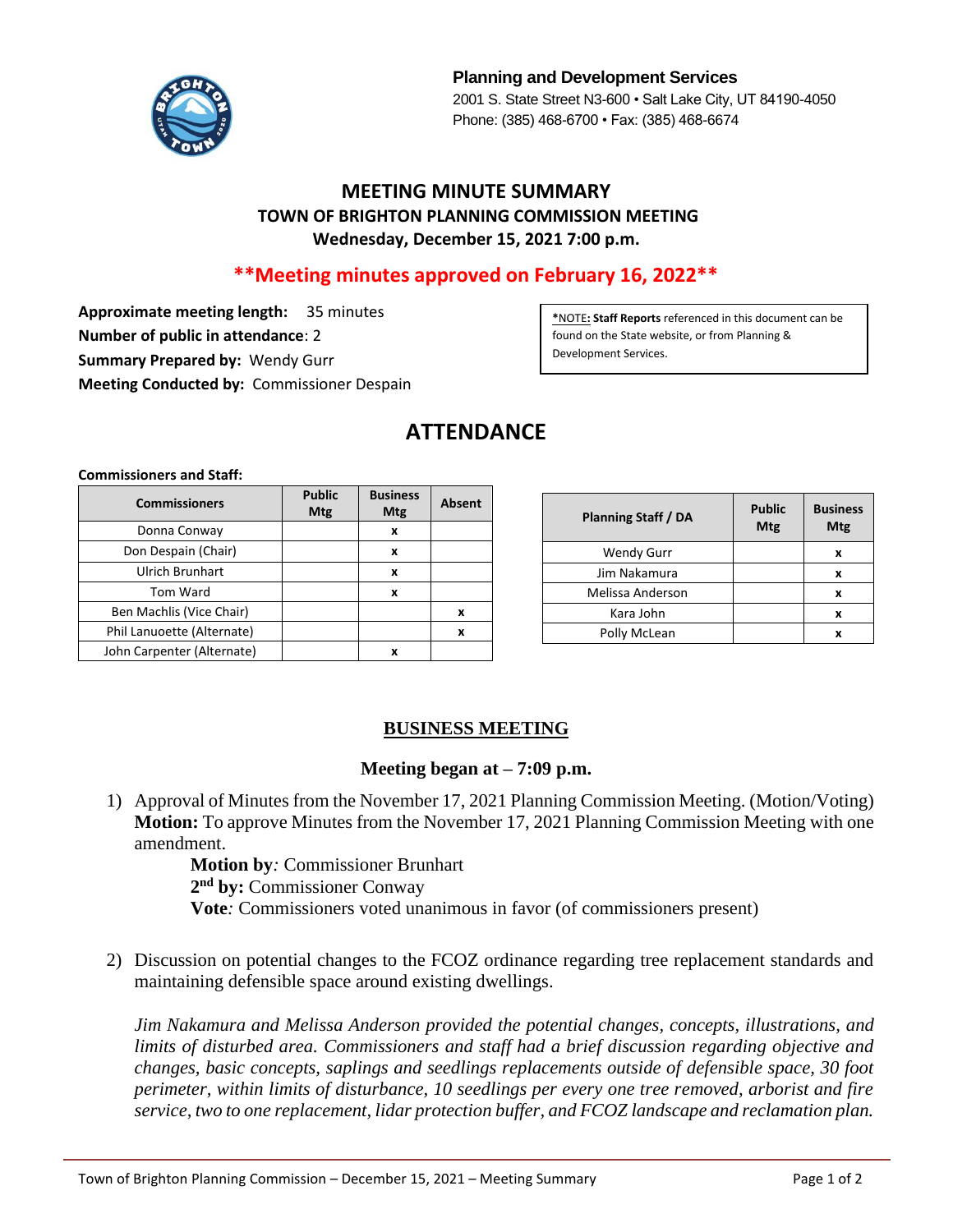**Planning and Development Services**
2001 S. State Street N3-600 • Salt Lake City, UT 84190-4050
Phone: (385) 468-6700 • Fax: (385) 468-6674

# MEETING MINUTE SUMMARY

## TOWN OF BRIGHTON PLANNING COMMISSION MEETING

### Wednesday, December 15, 2021 7:00 p.m.

## **Meeting minutes approved on February 16, 2022**

**Approximate meeting length:** 35 minutes
**Number of public in attendance**: 2
**Summary Prepared by:** Wendy Gurr
**Meeting Conducted by:** Commissioner Despain

*NOTE: **Staff Reports** referenced in this document can be found on the State website, or from Planning & Development Services.

# ATTENDANCE

**Commissioners and Staff:**

| Commissioners | Public Mtg | Business Mtg | Absent |
|---|---|---|---|
| Donna Conway | | x | |
| Don Despain (Chair) | | x | |
| Ulrich Brunhart | | x | |
| Tom Ward | | x | |
| Ben Machlis (Vice Chair) | | | x |
| Phil Lanuoette (Alternate) | | | x |
| John Carpenter (Alternate) | | x | |

| Planning Staff / DA | Public Mtg | Business Mtg |
|---|---|---|
| Wendy Gurr | | x |
| Jim Nakamura | | x |
| Melissa Anderson | | x |
| Kara John | | x |
| Polly McLean | | x |

## BUSINESS MEETING

### Meeting began at – 7:09 p.m.

1) Approval of Minutes from the November 17, 2021 Planning Commission Meeting. (Motion/Voting)
**Motion:** To approve Minutes from the November 17, 2021 Planning Commission Meeting with one amendment.
  **Motion by***:* Commissioner Brunhart
  **2nd by:** Commissioner Conway
  **Vote***:* Commissioners voted unanimous in favor (of commissioners present)

2) Discussion on potential changes to the FCOZ ordinance regarding tree replacement standards and maintaining defensible space around existing dwellings.

   *Jim Nakamura and Melissa Anderson provided the potential changes, concepts, illustrations, and limits of disturbed area. Commissioners and staff had a brief discussion regarding objective and changes, basic concepts, saplings and seedlings replacements outside of defensible space, 30 foot perimeter, within limits of disturbance, 10 seedlings per every one tree removed, arborist and fire service, two to one replacement, lidar protection buffer, and FCOZ landscape and reclamation plan.*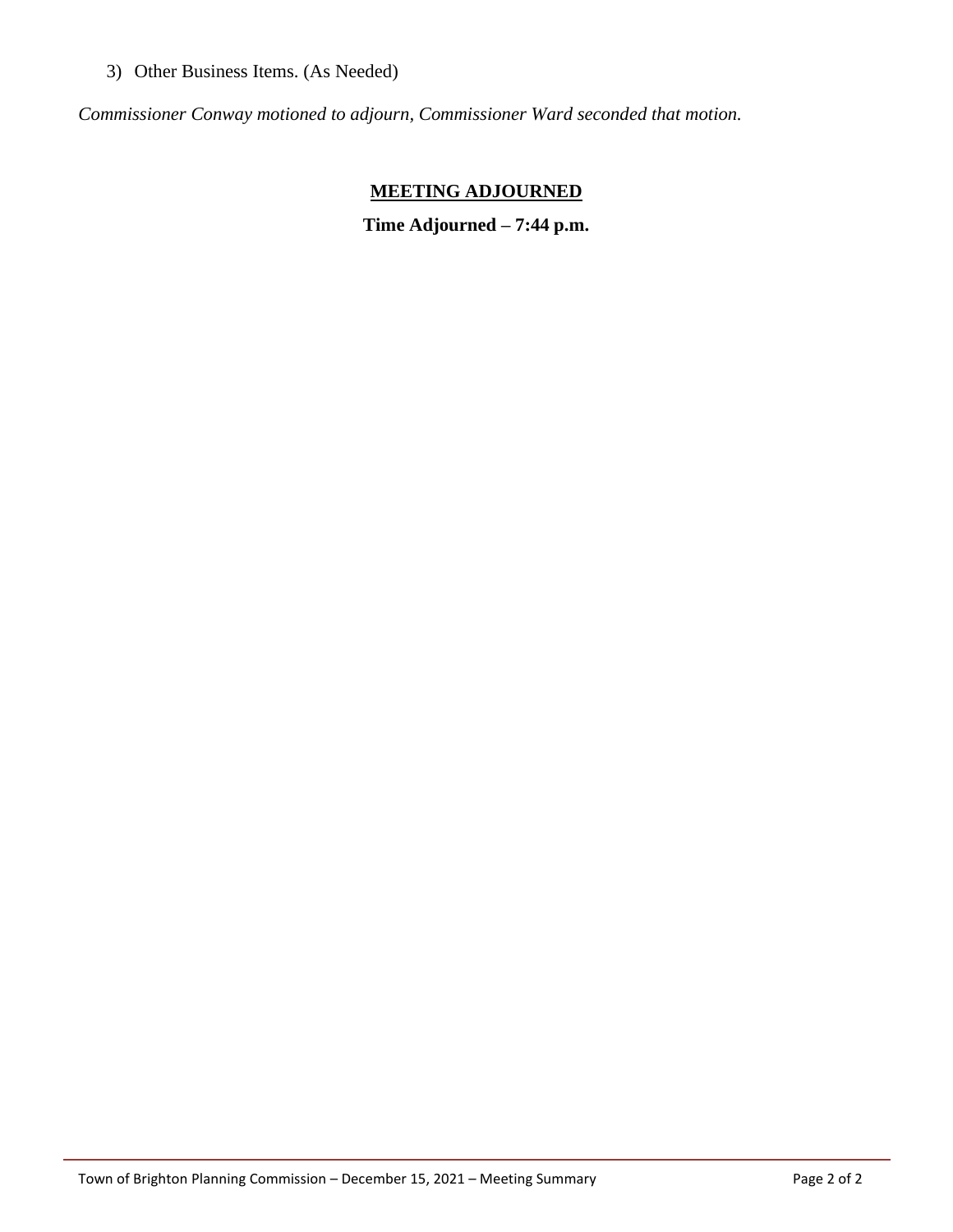3) Other Business Items. (As Needed)

*Commissioner Conway motioned to adjourn, Commissioner Ward seconded that motion.*

## **MEETING ADJOURNED**

**Time Adjourned – 7:44 p.m.**